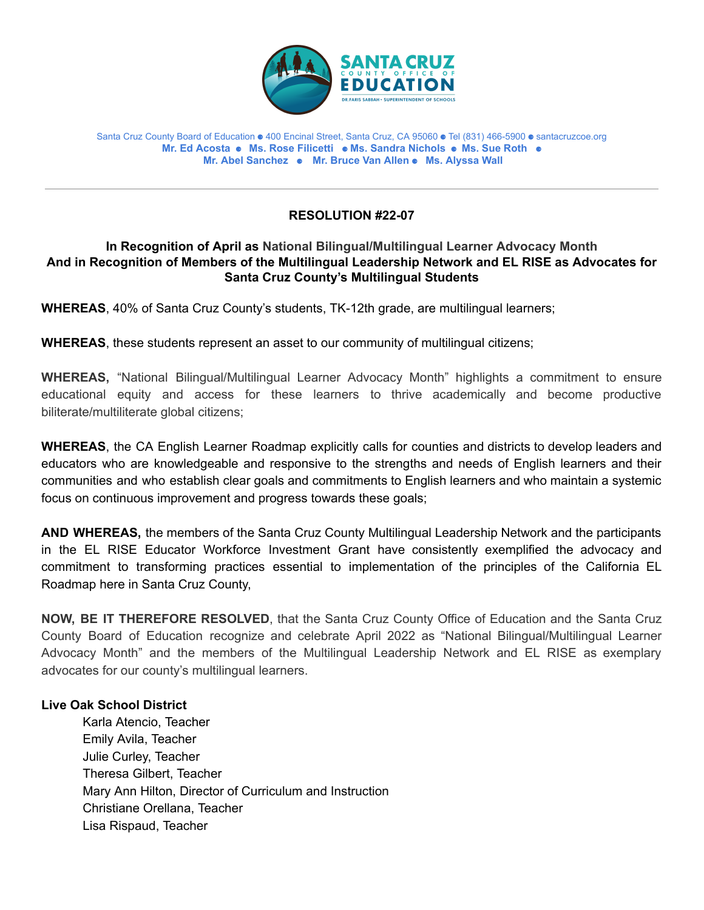SANTA CRUZ COUNTY OFFICE OF EDUCATION
DR. FARIS SABBAH • SUPERINTENDENT OF SCHOOLS

Santa Cruz County Board of Education ● 400 Encinal Street, Santa Cruz, CA 95060 ● Tel (831) 466-5900 ● santacruzcoe.org
**Mr. Ed Acosta ● Ms. Rose Filicetti ● Ms. Sandra Nichols ● Ms. Sue Roth ● Mr. Abel Sanchez ● Mr. Bruce Van Allen ● Ms. Alyssa Wall**

---

## RESOLUTION #22-07

### In Recognition of April as National Bilingual/Multilingual Learner Advocacy Month And in Recognition of Members of the Multilingual Leadership Network and EL RISE as Advocates for Santa Cruz County's Multilingual Students

**WHEREAS**, 40% of Santa Cruz County's students, TK-12th grade, are multilingual learners;

**WHEREAS**, these students represent an asset to our community of multilingual citizens;

**WHEREAS,** "National Bilingual/Multilingual Learner Advocacy Month" highlights a commitment to ensure educational equity and access for these learners to thrive academically and become productive biliterate/multiliterate global citizens;

**WHEREAS**, the CA English Learner Roadmap explicitly calls for counties and districts to develop leaders and educators who are knowledgeable and responsive to the strengths and needs of English learners and their communities and who establish clear goals and commitments to English learners and who maintain a systemic focus on continuous improvement and progress towards these goals;

**AND WHEREAS,** the members of the Santa Cruz County Multilingual Leadership Network and the participants in the EL RISE Educator Workforce Investment Grant have consistently exemplified the advocacy and commitment to transforming practices essential to implementation of the principles of the California EL Roadmap here in Santa Cruz County,

**NOW, BE IT THEREFORE RESOLVED**, that the Santa Cruz County Office of Education and the Santa Cruz County Board of Education recognize and celebrate April 2022 as "National Bilingual/Multilingual Learner Advocacy Month" and the members of the Multilingual Leadership Network and EL RISE as exemplary advocates for our county's multilingual learners.

**Live Oak School District**

- Karla Atencio, Teacher
- Emily Avila, Teacher
- Julie Curley, Teacher
- Theresa Gilbert, Teacher
- Mary Ann Hilton, Director of Curriculum and Instruction
- Christiane Orellana, Teacher
- Lisa Rispaud, Teacher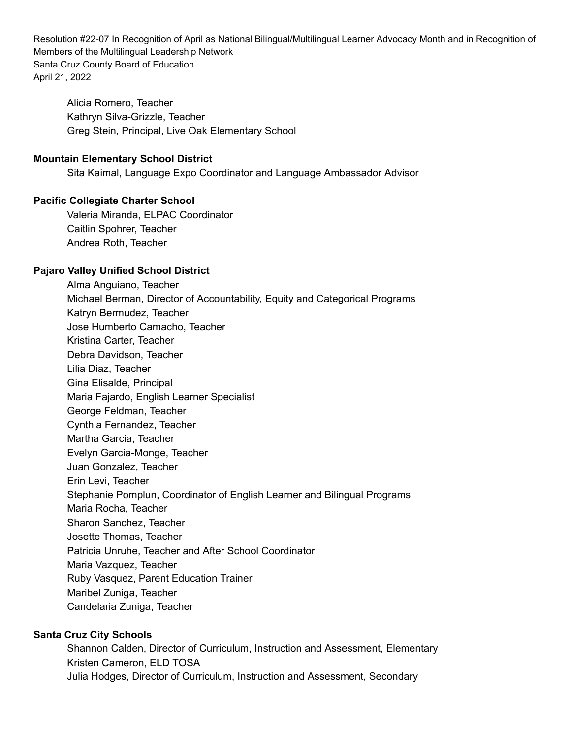Alicia Romero, Teacher
Kathryn Silva-Grizzle, Teacher
Greg Stein, Principal, Live Oak Elementary School

**Mountain Elementary School District**

Sita Kaimal, Language Expo Coordinator and Language Ambassador Advisor

**Pacific Collegiate Charter School**

Valeria Miranda, ELPAC Coordinator
Caitlin Spohrer, Teacher
Andrea Roth, Teacher

**Pajaro Valley Unified School District**

Alma Anguiano, Teacher
Michael Berman, Director of Accountability, Equity and Categorical Programs
Katryn Bermudez, Teacher
Jose Humberto Camacho, Teacher
Kristina Carter, Teacher
Debra Davidson, Teacher
Lilia Diaz, Teacher
Gina Elisalde, Principal
Maria Fajardo, English Learner Specialist
George Feldman, Teacher
Cynthia Fernandez, Teacher
Martha Garcia, Teacher
Evelyn Garcia-Monge, Teacher
Juan Gonzalez, Teacher
Erin Levi, Teacher
Stephanie Pomplun, Coordinator of English Learner and Bilingual Programs
Maria Rocha, Teacher
Sharon Sanchez, Teacher
Josette Thomas, Teacher
Patricia Unruhe, Teacher and After School Coordinator
Maria Vazquez, Teacher
Ruby Vasquez, Parent Education Trainer
Maribel Zuniga, Teacher
Candelaria Zuniga, Teacher

**Santa Cruz City Schools**

Shannon Calden, Director of Curriculum, Instruction and Assessment, Elementary
Kristen Cameron, ELD TOSA
Julia Hodges, Director of Curriculum, Instruction and Assessment, Secondary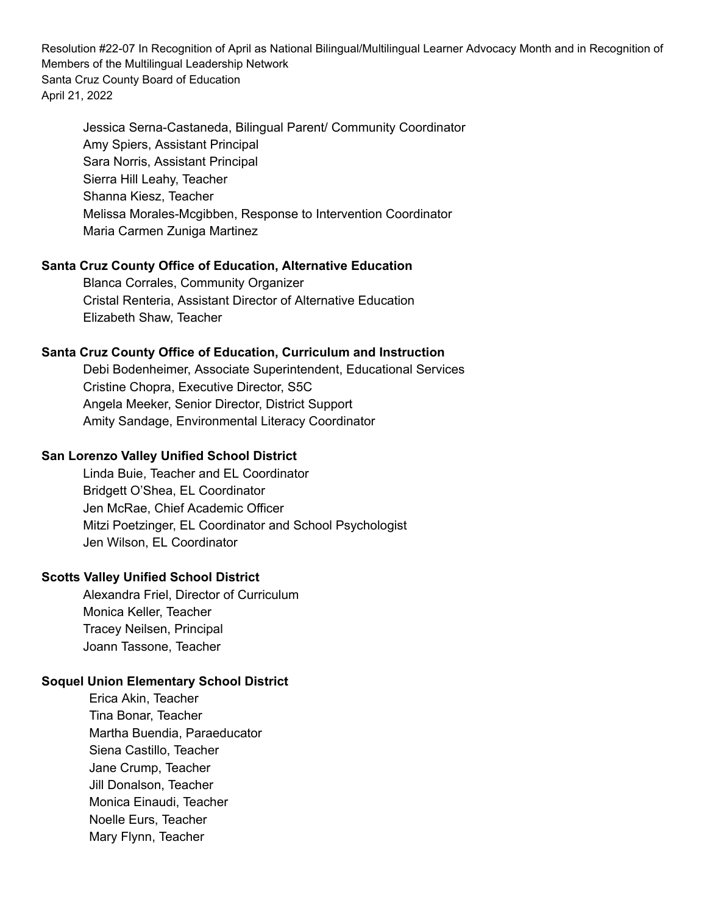Jessica Serna-Castaneda, Bilingual Parent/ Community Coordinator
Amy Spiers, Assistant Principal
Sara Norris, Assistant Principal
Sierra Hill Leahy, Teacher
Shanna Kiesz, Teacher
Melissa Morales-Mcgibben, Response to Intervention Coordinator
Maria Carmen Zuniga Martinez

**Santa Cruz County Office of Education, Alternative Education**

Blanca Corrales, Community Organizer
Cristal Renteria, Assistant Director of Alternative Education
Elizabeth Shaw, Teacher

**Santa Cruz County Office of Education, Curriculum and Instruction**

Debi Bodenheimer, Associate Superintendent, Educational Services
Cristine Chopra, Executive Director, S5C
Angela Meeker, Senior Director, District Support
Amity Sandage, Environmental Literacy Coordinator

**San Lorenzo Valley Unified School District**

Linda Buie, Teacher and EL Coordinator
Bridgett O'Shea, EL Coordinator
Jen McRae, Chief Academic Officer
Mitzi Poetzinger, EL Coordinator and School Psychologist
Jen Wilson, EL Coordinator

**Scotts Valley Unified School District**

Alexandra Friel, Director of Curriculum
Monica Keller, Teacher
Tracey Neilsen, Principal
Joann Tassone, Teacher

**Soquel Union Elementary School District**

Erica Akin, Teacher
Tina Bonar, Teacher
Martha Buendia, Paraeducator
Siena Castillo, Teacher
Jane Crump, Teacher
Jill Donalson, Teacher
Monica Einaudi, Teacher
Noelle Eurs, Teacher
Mary Flynn, Teacher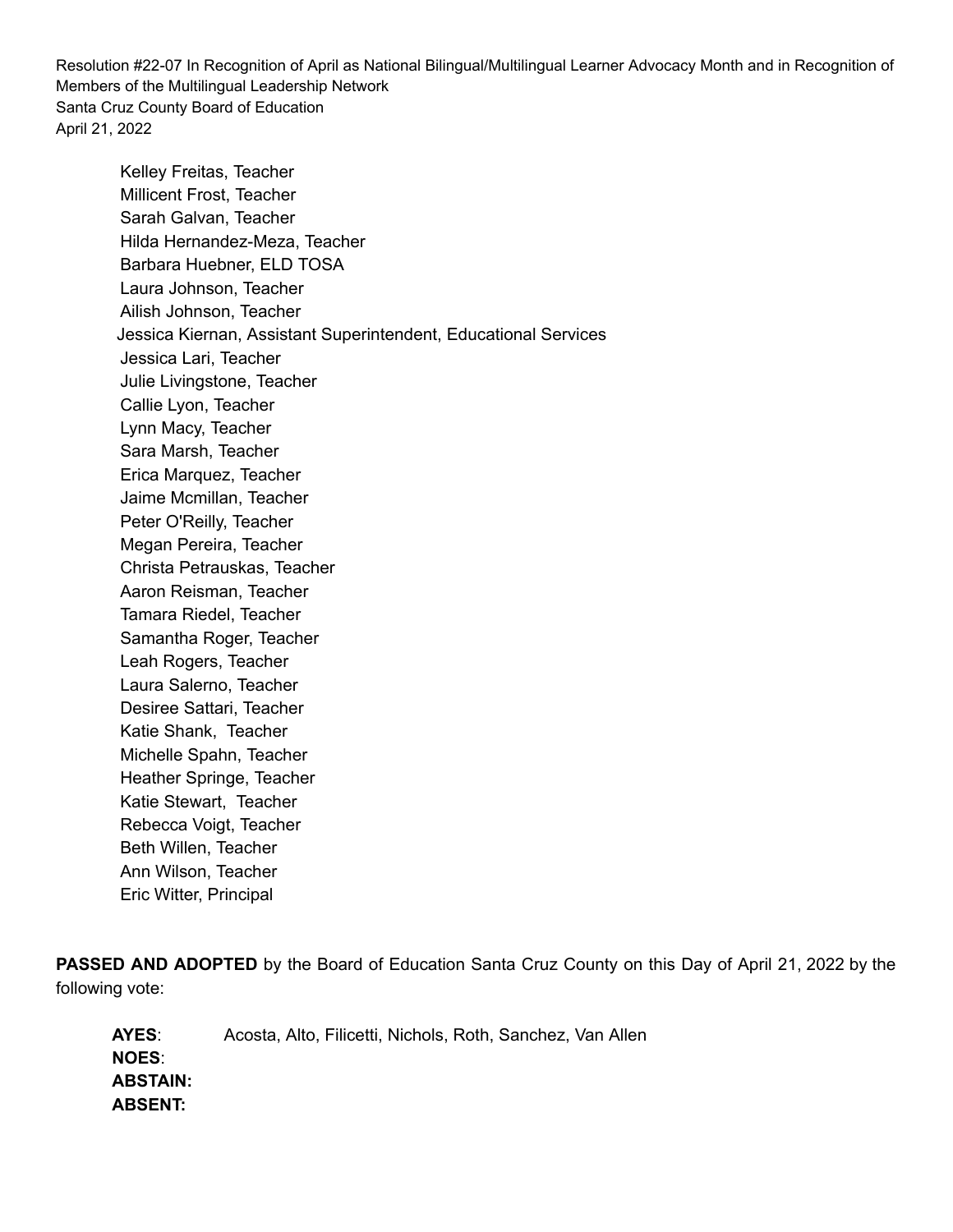Kelley Freitas, Teacher
Millicent Frost, Teacher
Sarah Galvan, Teacher
Hilda Hernandez-Meza, Teacher
Barbara Huebner, ELD TOSA
Laura Johnson, Teacher
Ailish Johnson, Teacher
Jessica Kiernan, Assistant Superintendent, Educational Services
Jessica Lari, Teacher
Julie Livingstone, Teacher
Callie Lyon, Teacher
Lynn Macy, Teacher
Sara Marsh, Teacher
Erica Marquez, Teacher
Jaime Mcmillan, Teacher
Peter O'Reilly, Teacher
Megan Pereira, Teacher
Christa Petrauskas, Teacher
Aaron Reisman, Teacher
Tamara Riedel, Teacher
Samantha Roger, Teacher
Leah Rogers, Teacher
Laura Salerno, Teacher
Desiree Sattari, Teacher
Katie Shank, Teacher
Michelle Spahn, Teacher
Heather Springe, Teacher
Katie Stewart, Teacher
Rebecca Voigt, Teacher
Beth Willen, Teacher
Ann Wilson, Teacher
Eric Witter, Principal

**PASSED AND ADOPTED** by the Board of Education Santa Cruz County on this Day of April 21, 2022 by the following vote:

**AYES**: Acosta, Alto, Filicetti, Nichols, Roth, Sanchez, Van Allen
**NOES**:
**ABSTAIN:**
**ABSENT:**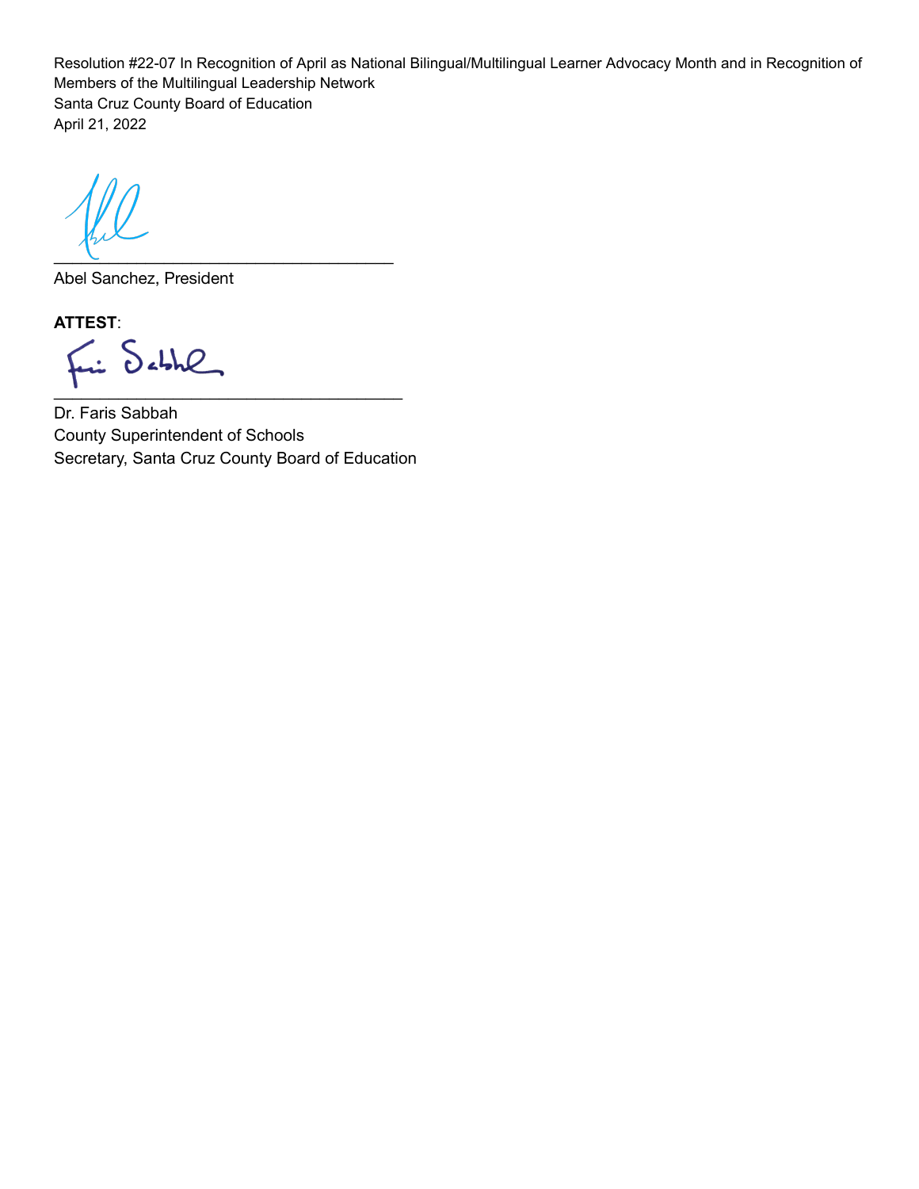Resolution #22-07 In Recognition of April as National Bilingual/Multilingual Learner Advocacy Month and in Recognition of Members of the Multilingual Leadership Network
Santa Cruz County Board of Education
April 21, 2022

______________________________________
Abel Sanchez, President

**ATTEST**:

______________________________________
Dr. Faris Sabbah
County Superintendent of Schools
Secretary, Santa Cruz County Board of Education